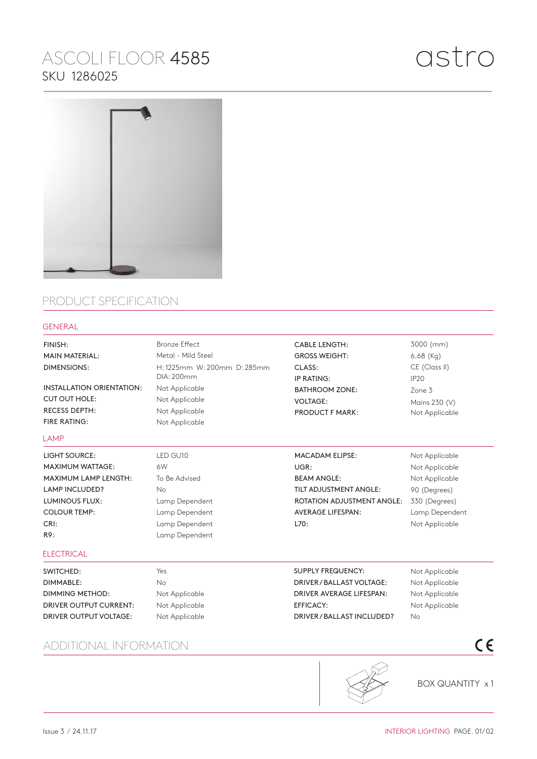# ASCOLI FLOOR 4585

SKU 1286025

astro

## PRODUCT SPECIFICATION

### GENERAL

| | | | |
|---|---|---|---|
| FINISH: | Bronze Effect | CABLE LENGTH: | 3000 (mm) |
| MAIN MATERIAL: | Metal - Mild Steel | GROSS WEIGHT: | 6.68 (Kg) |
| DIMENSIONS: | H: 1225mm W: 200mm D: 285mm DIA: 200mm | CLASS: | CE (Class II) |
| | | IP RATING: | IP20 |
| INSTALLATION ORIENTATION: | Not Applicable | BATHROOM ZONE: | Zone 3 |
| CUT OUT HOLE: | Not Applicable | VOLTAGE: | Mains 230 (V) |
| RECESS DEPTH: | Not Applicable | PRODUCT F MARK: | Not Applicable |
| FIRE RATING: | Not Applicable | | |

### LAMP

| | | | |
|---|---|---|---|
| LIGHT SOURCE: | LED GU10 | MACADAM ELIPSE: | Not Applicable |
| MAXIMUM WATTAGE: | 6W | UGR: | Not Applicable |
| MAXIMUM LAMP LENGTH: | To Be Advised | BEAM ANGLE: | Not Applicable |
| LAMP INCLUDED? | No | TILT ADJUSTMENT ANGLE: | 90 (Degrees) |
| LUMINOUS FLUX: | Lamp Dependent | ROTATION ADJUSTMENT ANGLE: | 330 (Degrees) |
| COLOUR TEMP: | Lamp Dependent | AVERAGE LIFESPAN: | Lamp Dependent |
| CRI: | Lamp Dependent | L70: | Not Applicable |
| R9: | Lamp Dependent | | |

### ELECTRICAL

| | | | |
|---|---|---|---|
| SWITCHED: | Yes | SUPPLY FREQUENCY: | Not Applicable |
| DIMMABLE: | No | DRIVER / BALLAST VOLTAGE: | Not Applicable |
| DIMMING METHOD: | Not Applicable | DRIVER AVERAGE LIFESPAN: | Not Applicable |
| DRIVER OUTPUT CURRENT: | Not Applicable | EFFICACY: | Not Applicable |
| DRIVER OUTPUT VOLTAGE: | Not Applicable | DRIVER / BALLAST INCLUDED? | No |

## ADDITIONAL INFORMATION

CE

BOX QUANTITY x 1

Issue 3 / 24.11.17

INTERIOR LIGHTING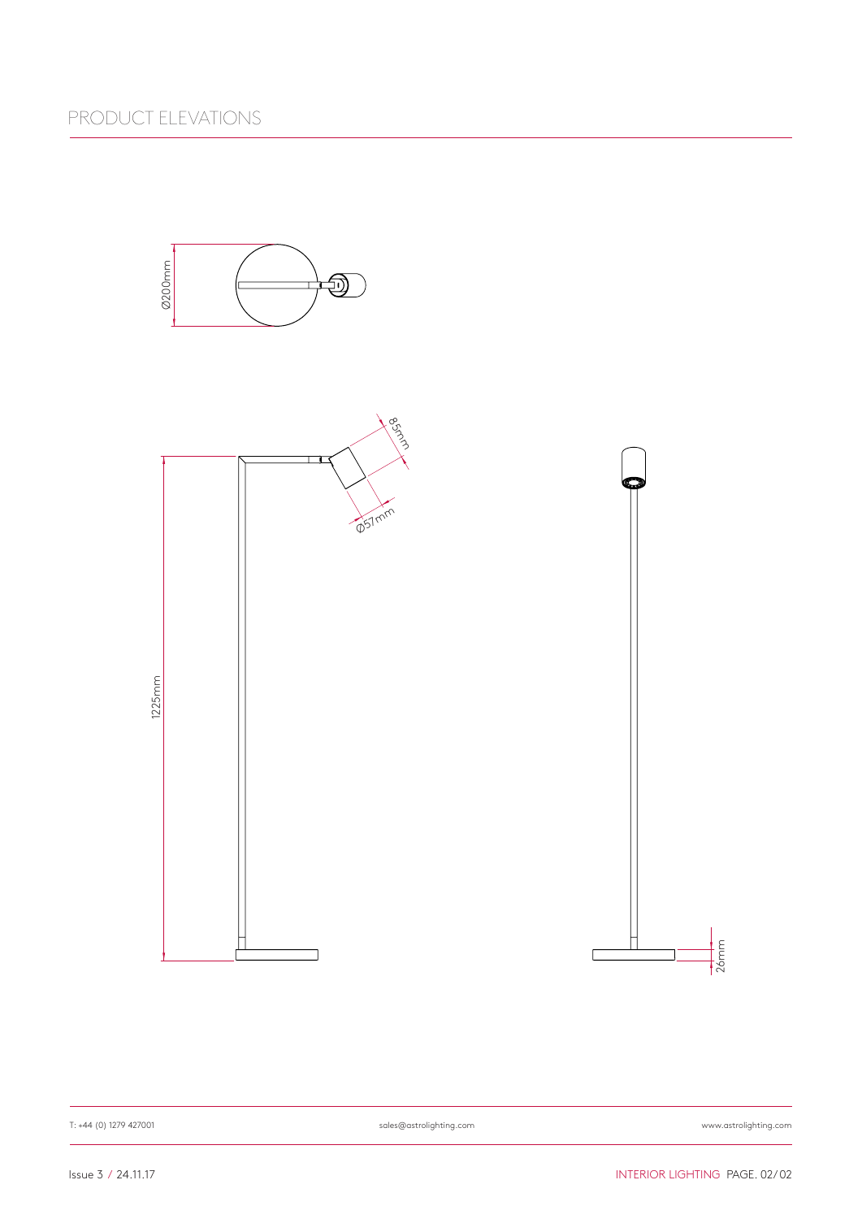## PRODUCT ELEVATIONS

Ø200mm

85mm

Ø57mm

1225mm

26mm

T: +44 (0) 1279 427001

sales@astrolighting.com

www.astrolighting.com

Issue 3 / 24.11.17

INTERIOR LIGHTING